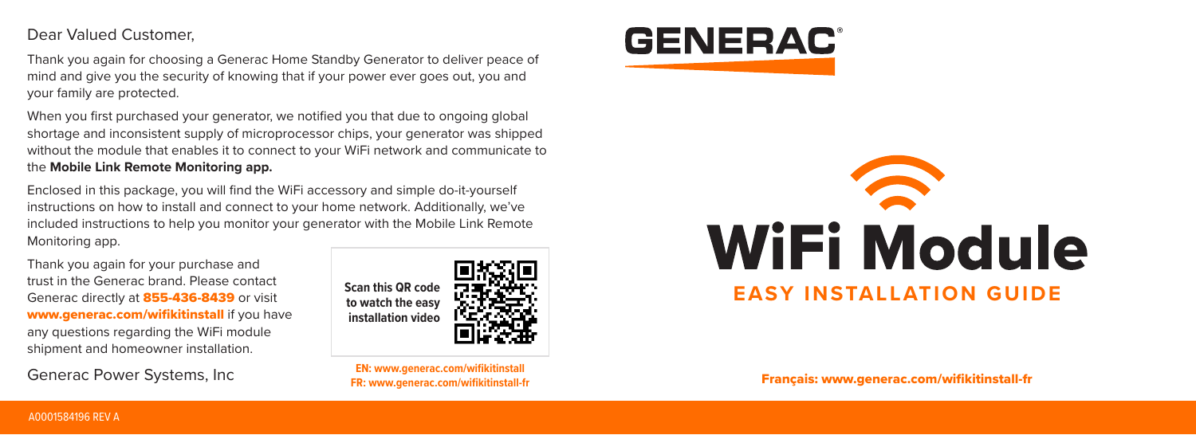Dear Valued Customer,

Thank you again for choosing a Generac Home Standby Generator to deliver peace of mind and give you the security of knowing that if your power ever goes out, you and your family are protected.

When you first purchased your generator, we notified you that due to ongoing global shortage and inconsistent supply of microprocessor chips, your generator was shipped without the module that enables it to connect to your WiFi network and communicate to the **Mobile Link Remote Monitoring app.**

Enclosed in this package, you will find the WiFi accessory and simple do-it-yourself instructions on how to install and connect to your home network. Additionally, we've included instructions to help you monitor your generator with the Mobile Link Remote Monitoring app.

Thank you again for your purchase and trust in the Generac brand. Please contact Generac directly at **855-436-8439** or visit **www.generac.com/wifikitinstall** if you have any questions regarding the WiFi module shipment and homeowner installation.

Generac Power Systems, Inc

**Scan this QR code to watch the easy installation video**

**EN: www.generac.com/wifikitinstall**
**FR: www.generac.com/wifikitinstall-fr**

# GENERAC®

# WiFi Module

## EASY INSTALLATION GUIDE

**Français: www.generac.com/wifikitinstall-fr**

A0001584196 REV A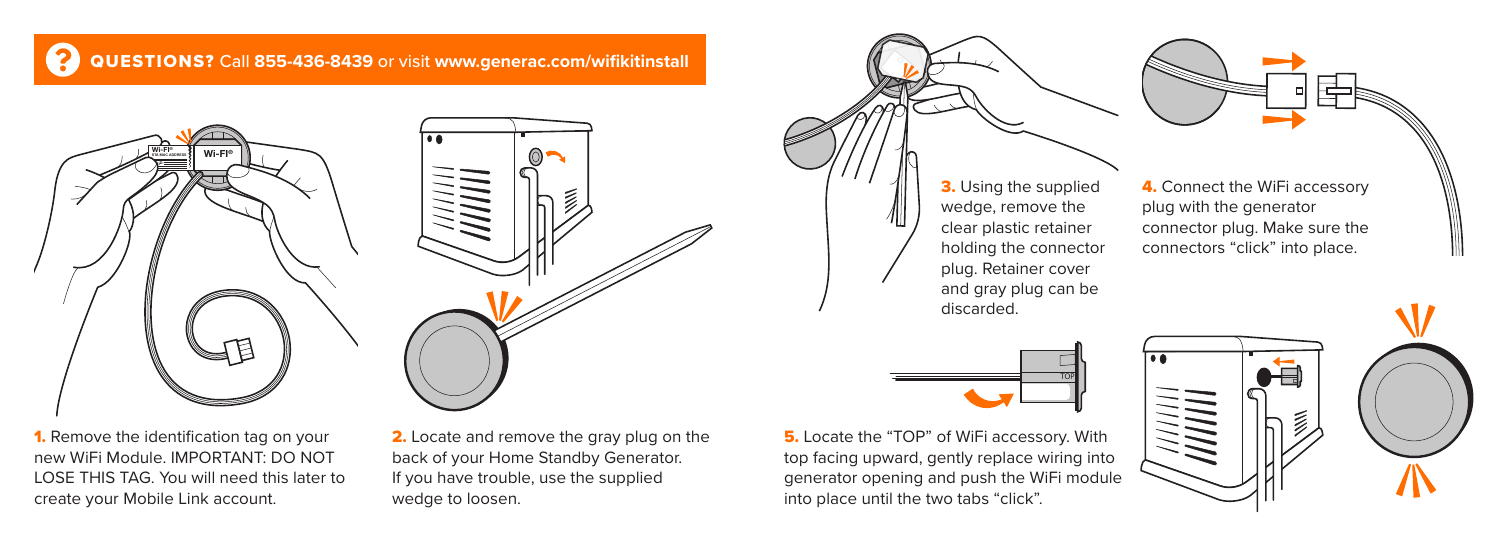**QUESTIONS?** Call **855-436-8439** or visit **www.generac.com/wifikitinstall**

**1.** Remove the identification tag on your new WiFi Module. IMPORTANT: DO NOT LOSE THIS TAG. You will need this later to create your Mobile Link account.

**2.** Locate and remove the gray plug on the back of your Home Standby Generator. If you have trouble, use the supplied wedge to loosen.

**3.** Using the supplied wedge, remove the clear plastic retainer holding the connector plug. Retainer cover and gray plug can be discarded.

**4.** Connect the WiFi accessory plug with the generator connector plug. Make sure the connectors "click" into place.

**5.** Locate the "TOP" of WiFi accessory. With top facing upward, gently replace wiring into generator opening and push the WiFi module into place until the two tabs "click".